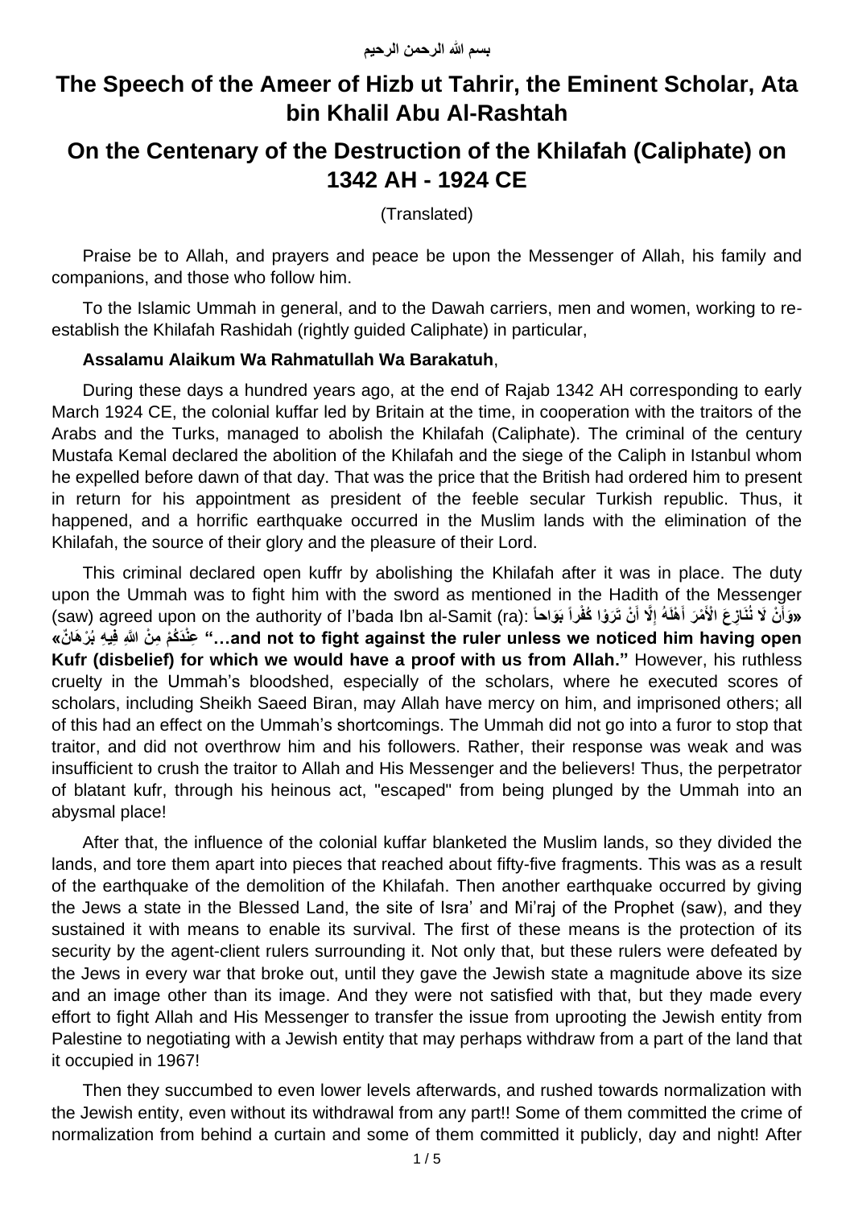**بسم الله الرحمن الرحيم**

# The Speech of the Ameer of Hizb ut Tahrir, the Eminent Scholar, Ata bin Khalil Abu Al-Rashtah

# On the Centenary of the Destruction of the Khilafah (Caliphate) on 1342 AH - 1924 CE

(Translated)

Praise be to Allah, and prayers and peace be upon the Messenger of Allah, his family and companions, and those who follow him.

To the Islamic Ummah in general, and to the Dawah carriers, men and women, working to re-establish the Khilafah Rashidah (rightly guided Caliphate) in particular,

**Assalamu Alaikum Wa Rahmatullah Wa Barakatuh**,

During these days a hundred years ago, at the end of Rajab 1342 AH corresponding to early March 1924 CE, the colonial kuffar led by Britain at the time, in cooperation with the traitors of the Arabs and the Turks, managed to abolish the Khilafah (Caliphate). The criminal of the century Mustafa Kemal declared the abolition of the Khilafah and the siege of the Caliph in Istanbul whom he expelled before dawn of that day. That was the price that the British had ordered him to present in return for his appointment as president of the feeble secular Turkish republic. Thus, it happened, and a horrific earthquake occurred in the Muslim lands with the elimination of the Khilafah, the source of their glory and the pleasure of their Lord.

This criminal declared open kuffr by abolishing the Khilafah after it was in place. The duty upon the Ummah was to fight him with the sword as mentioned in the Hadith of the Messenger (saw) agreed upon on the authority of I'bada Ibn al-Samit (ra): **«وَأَنْ لَا نُنَازِعَ الْأَمْرَ أَهْلَهُ إِلَّا أَنْ تَرَوْا كُفْراً بَوَاحاً عِنْدَكُمْ مِنَ اللهِ فِيهِ بُرْهَانٌ»** **"…and not to fight against the ruler unless we noticed him having open Kufr (disbelief) for which we would have a proof with us from Allah."** However, his ruthless cruelty in the Ummah's bloodshed, especially of the scholars, where he executed scores of scholars, including Sheikh Saeed Biran, may Allah have mercy on him, and imprisoned others; all of this had an effect on the Ummah's shortcomings. The Ummah did not go into a furor to stop that traitor, and did not overthrow him and his followers. Rather, their response was weak and was insufficient to crush the traitor to Allah and His Messenger and the believers! Thus, the perpetrator of blatant kufr, through his heinous act, "escaped" from being plunged by the Ummah into an abysmal place!

After that, the influence of the colonial kuffar blanketed the Muslim lands, so they divided the lands, and tore them apart into pieces that reached about fifty-five fragments. This was as a result of the earthquake of the demolition of the Khilafah. Then another earthquake occurred by giving the Jews a state in the Blessed Land, the site of Isra' and Mi'raj of the Prophet (saw), and they sustained it with means to enable its survival. The first of these means is the protection of its security by the agent-client rulers surrounding it. Not only that, but these rulers were defeated by the Jews in every war that broke out, until they gave the Jewish state a magnitude above its size and an image other than its image. And they were not satisfied with that, but they made every effort to fight Allah and His Messenger to transfer the issue from uprooting the Jewish entity from Palestine to negotiating with a Jewish entity that may perhaps withdraw from a part of the land that it occupied in 1967!

Then they succumbed to even lower levels afterwards, and rushed towards normalization with the Jewish entity, even without its withdrawal from any part!! Some of them committed the crime of normalization from behind a curtain and some of them committed it publicly, day and night! After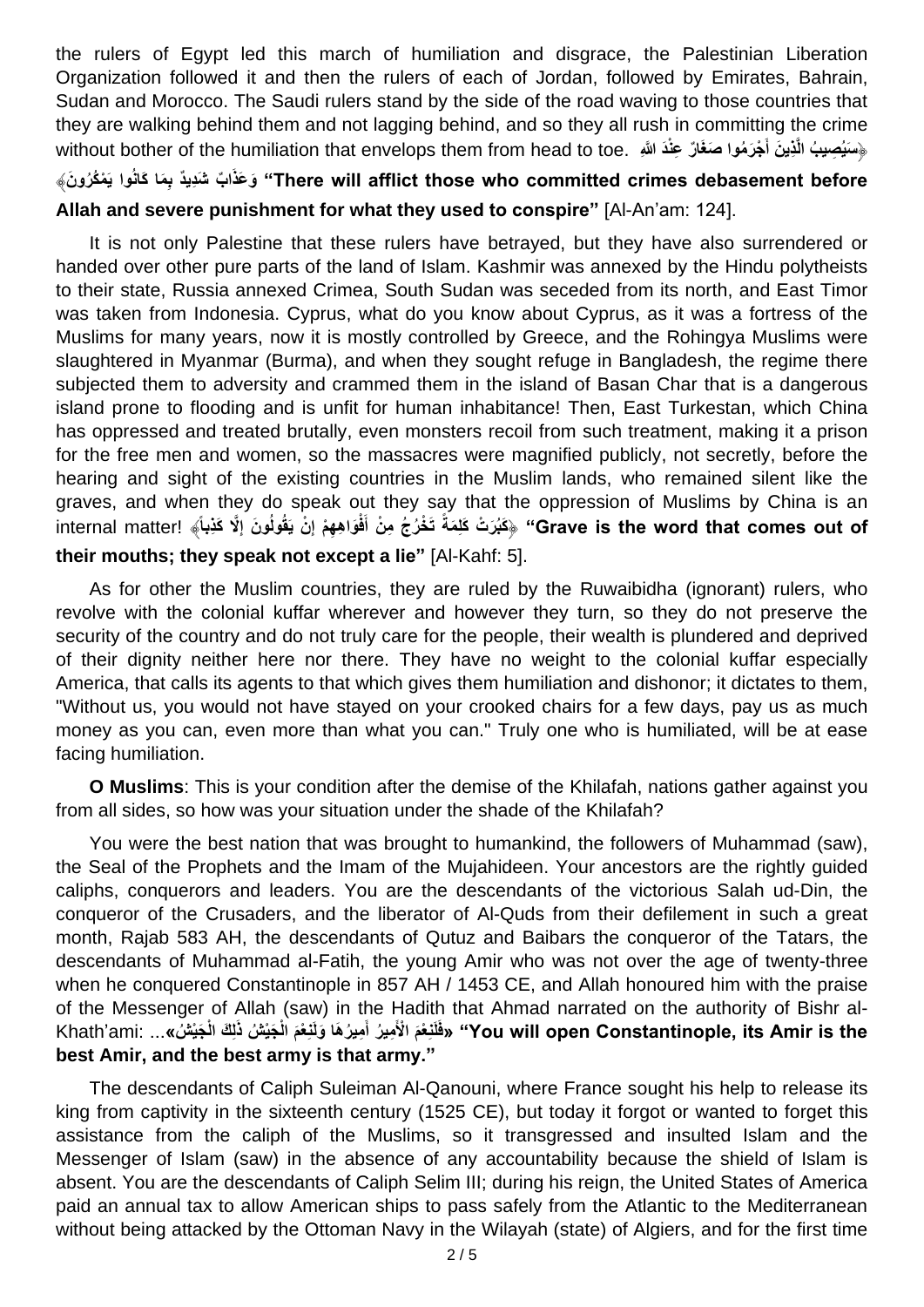the rulers of Egypt led this march of humiliation and disgrace, the Palestinian Liberation Organization followed it and then the rulers of each of Jordan, followed by Emirates, Bahrain, Sudan and Morocco. The Saudi rulers stand by the side of the road waving to those countries that they are walking behind them and not lagging behind, and so they all rush in committing the crime without bother of the humiliation that envelops them from head to toe. ﴿سَيُصِيبُ الَّذِينَ أَجْرَمُوا صَغَارٌ عِنْدَ اللَّهِ وَعَذَابٌ شَدِيدٌ بِمَا كَانُوا يَمْكُرُونَ﴾ **"There will afflict those who committed crimes debasement before Allah and severe punishment for what they used to conspire"** [Al-An'am: 124].

It is not only Palestine that these rulers have betrayed, but they have also surrendered or handed over other pure parts of the land of Islam. Kashmir was annexed by the Hindu polytheists to their state, Russia annexed Crimea, South Sudan was seceded from its north, and East Timor was taken from Indonesia. Cyprus, what do you know about Cyprus, as it was a fortress of the Muslims for many years, now it is mostly controlled by Greece, and the Rohingya Muslims were slaughtered in Myanmar (Burma), and when they sought refuge in Bangladesh, the regime there subjected them to adversity and crammed them in the island of Basan Char that is a dangerous island prone to flooding and is unfit for human inhabitance! Then, East Turkestan, which China has oppressed and treated brutally, even monsters recoil from such treatment, making it a prison for the free men and women, so the massacres were magnified publicly, not secretly, before the hearing and sight of the existing countries in the Muslim lands, who remained silent like the graves, and when they do speak out they say that the oppression of Muslims by China is an internal matter! ﴿كَبُرَتْ كَلِمَةً تَخْرُجُ مِنْ أَفْوَاهِهِمْ إِنْ يَقُولُونَ إِلَّا كَذِباً﴾ **"Grave is the word that comes out of their mouths; they speak not except a lie"** [Al-Kahf: 5].

As for other the Muslim countries, they are ruled by the Ruwaibidha (ignorant) rulers, who revolve with the colonial kuffar wherever and however they turn, so they do not preserve the security of the country and do not truly care for the people, their wealth is plundered and deprived of their dignity neither here nor there. They have no weight to the colonial kuffar especially America, that calls its agents to that which gives them humiliation and dishonor; it dictates to them, "Without us, you would not have stayed on your crooked chairs for a few days, pay us as much money as you can, even more than what you can." Truly one who is humiliated, will be at ease facing humiliation.

**O Muslims**: This is your condition after the demise of the Khilafah, nations gather against you from all sides, so how was your situation under the shade of the Khilafah?

You were the best nation that was brought to humankind, the followers of Muhammad (saw), the Seal of the Prophets and the Imam of the Mujahideen. Your ancestors are the rightly guided caliphs, conquerors and leaders. You are the descendants of the victorious Salah ud-Din, the conqueror of the Crusaders, and the liberator of Al-Quds from their defilement in such a great month, Rajab 583 AH, the descendants of Qutuz and Baibars the conqueror of the Tatars, the descendants of Muhammad al-Fatih, the young Amir who was not over the age of twenty-three when he conquered Constantinople in 857 AH / 1453 CE, and Allah honoured him with the praise of the Messenger of Allah (saw) in the Hadith that Ahmad narrated on the authority of Bishr al-Khath'ami: ...«فَلَنِعْمَ الْأَمِيرُ أَمِيرُهَا وَلَنِعْمَ الْجَيْشُ ذَلِكَ الْجَيْشُ» **"You will open Constantinople, its Amir is the best Amir, and the best army is that army."**

The descendants of Caliph Suleiman Al-Qanouni, where France sought his help to release its king from captivity in the sixteenth century (1525 CE), but today it forgot or wanted to forget this assistance from the caliph of the Muslims, so it transgressed and insulted Islam and the Messenger of Islam (saw) in the absence of any accountability because the shield of Islam is absent. You are the descendants of Caliph Selim III; during his reign, the United States of America paid an annual tax to allow American ships to pass safely from the Atlantic to the Mediterranean without being attacked by the Ottoman Navy in the Wilayah (state) of Algiers, and for the first time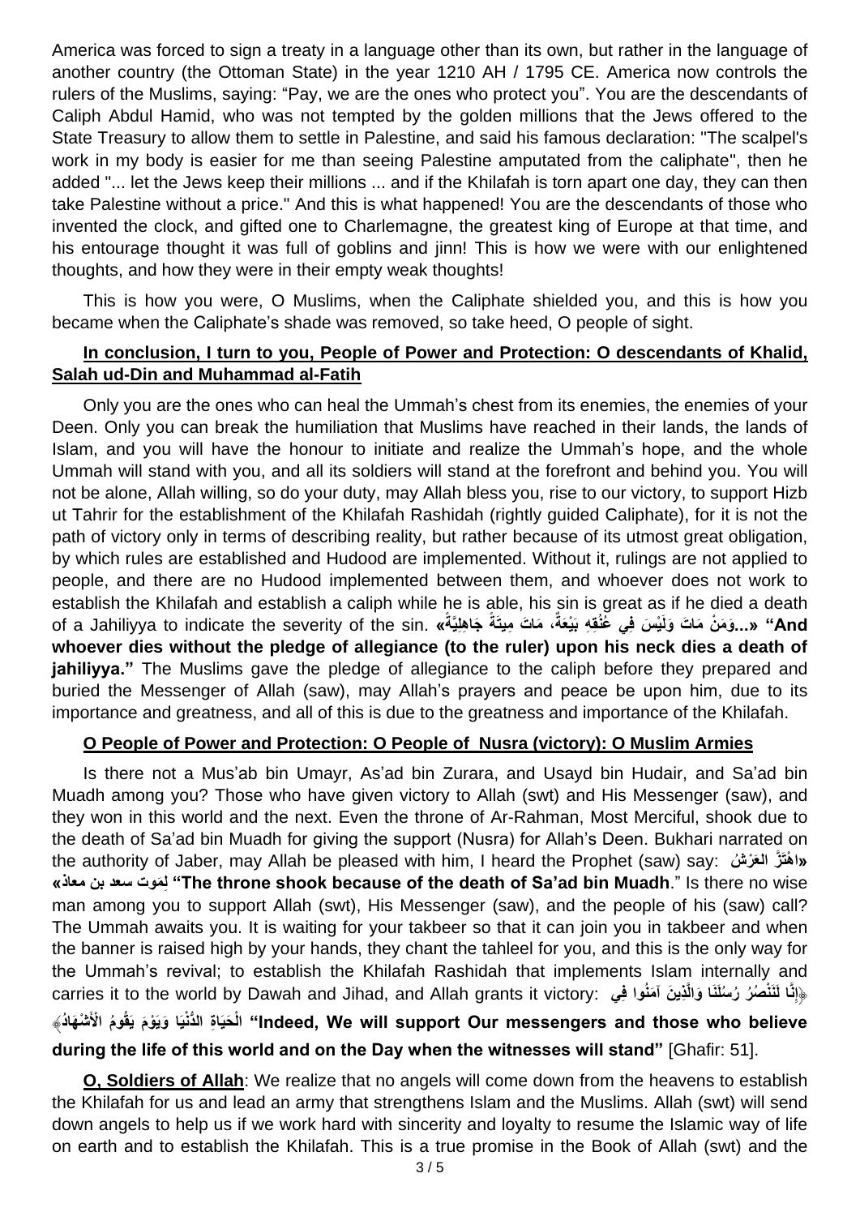America was forced to sign a treaty in a language other than its own, but rather in the language of another country (the Ottoman State) in the year 1210 AH / 1795 CE. America now controls the rulers of the Muslims, saying: "Pay, we are the ones who protect you". You are the descendants of Caliph Abdul Hamid, who was not tempted by the golden millions that the Jews offered to the State Treasury to allow them to settle in Palestine, and said his famous declaration: "The scalpel's work in my body is easier for me than seeing Palestine amputated from the caliphate", then he added "... let the Jews keep their millions ... and if the Khilafah is torn apart one day, they can then take Palestine without a price." And this is what happened! You are the descendants of those who invented the clock, and gifted one to Charlemagne, the greatest king of Europe at that time, and his entourage thought it was full of goblins and jinn! This is how we were with our enlightened thoughts, and how they were in their empty weak thoughts!

This is how you were, O Muslims, when the Caliphate shielded you, and this is how you became when the Caliphate's shade was removed, so take heed, O people of sight.

**In conclusion, I turn to you, People of Power and Protection: O descendants of Khalid, Salah ud-Din and Muhammad al-Fatih**

Only you are the ones who can heal the Ummah's chest from its enemies, the enemies of your Deen. Only you can break the humiliation that Muslims have reached in their lands, the lands of Islam, and you will have the honour to initiate and realize the Ummah's hope, and the whole Ummah will stand with you, and all its soldiers will stand at the forefront and behind you. You will not be alone, Allah willing, so do your duty, may Allah bless you, rise to our victory, to support Hizb ut Tahrir for the establishment of the Khilafah Rashidah (rightly guided Caliphate), for it is not the path of victory only in terms of describing reality, but rather because of its utmost great obligation, by which rules are established and Hudood are implemented. Without it, rulings are not applied to people, and there are no Hudood implemented between them, and whoever does not work to establish the Khilafah and establish a caliph while he is able, his sin is great as if he died a death of a Jahiliyya to indicate the severity of the sin. **«...وَمَنْ مَاتَ وَلَيْسَ فِي عُنُقِهِ بَيْعَةٌ، مَاتَ مِيتَةً جَاهِلِيَّةً» "And whoever dies without the pledge of allegiance (to the ruler) upon his neck dies a death of jahiliyya."** The Muslims gave the pledge of allegiance to the caliph before they prepared and buried the Messenger of Allah (saw), may Allah's prayers and peace be upon him, due to its importance and greatness, and all of this is due to the greatness and importance of the Khilafah.

**O People of Power and Protection: O People of Nusra (victory): O Muslim Armies**

Is there not a Mus'ab bin Umayr, As'ad bin Zurara, and Usayd bin Hudair, and Sa'ad bin Muadh among you? Those who have given victory to Allah (swt) and His Messenger (saw), and they won in this world and the next. Even the throne of Ar-Rahman, Most Merciful, shook due to the death of Sa'ad bin Muadh for giving the support (Nusra) for Allah's Deen. Bukhari narrated on the authority of Jaber, may Allah be pleased with him, I heard the Prophet (saw) say: **«اهْتَزَّ الْعَرْشُ لِمَوت سعد بن معاذ» "The throne shook because of the death of Sa'ad bin Muadh**." Is there no wise man among you to support Allah (swt), His Messenger (saw), and the people of his (saw) call? The Ummah awaits you. It is waiting for your takbeer so that it can join you in takbeer and when the banner is raised high by your hands, they chant the tahleel for you, and this is the only way for the Ummah's revival; to establish the Khilafah Rashidah that implements Islam internally and carries it to the world by Dawah and Jihad, and Allah grants it victory: **﴿إِنَّا لَنَنْصُرُ رُسُلَنَا وَالَّذِينَ آمَنُوا فِي الْحَيَاةِ الدُّنْيَا وَيَوْمَ يَقُومُ الْأَشْهَادُ﴾ "Indeed, We will support Our messengers and those who believe during the life of this world and on the Day when the witnesses will stand"** [Ghafir: 51].

**O, Soldiers of Allah**: We realize that no angels will come down from the heavens to establish the Khilafah for us and lead an army that strengthens Islam and the Muslims. Allah (swt) will send down angels to help us if we work hard with sincerity and loyalty to resume the Islamic way of life on earth and to establish the Khilafah. This is a true promise in the Book of Allah (swt) and the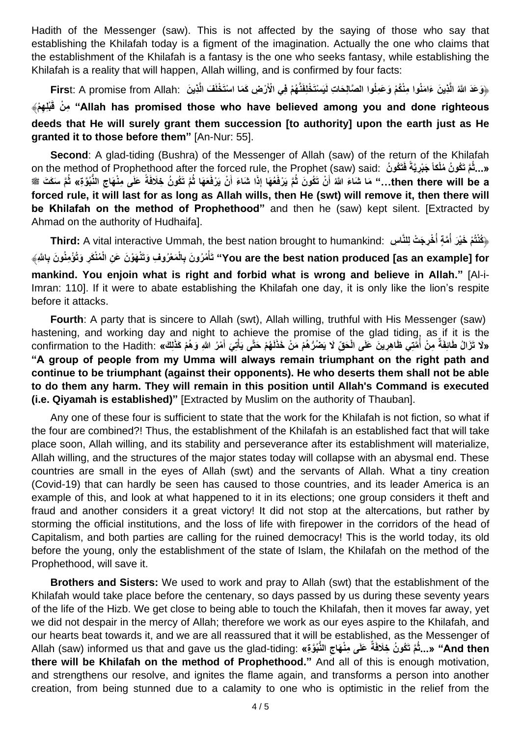Hadith of the Messenger (saw). This is not affected by the saying of those who say that establishing the Khilafah today is a figment of the imagination. Actually the one who claims that the establishment of the Khilafah is a fantasy is the one who seeks fantasy, while establishing the Khilafah is a reality that will happen, Allah willing, and is confirmed by four facts:

**First**: A promise from Allah: ﴿وَعَدَ اللَّهُ الَّذِينَ ءَامَنُوا مِنْكُمْ وَعَمِلُوا الصَّالِحَاتِ لَيَسْتَخْلِفَنَّهُمْ فِي الْأَرْضِ كَمَا اسْتَخْلَفَ الَّذِينَ مِنْ قَبْلِهِمْ﴾ **"Allah has promised those who have believed among you and done righteous deeds that He will surely grant them succession [to authority] upon the earth just as He granted it to those before them"** [An-Nur: 55].

**Second**: A glad-tiding (Bushra) of the Messenger of Allah (saw) of the return of the Khilafah on the method of Prophethood after the forced rule, the Prophet (saw) said: «...ثُمَّ تَكُونُ مُلْكاً جَبْرِيَّةً فَتَكُونُ مَا شَاءَ اللَّهُ أَنْ تَكُونَ ثُمَّ يَرْفَعُهَا إِذَا شَاءَ أَنْ يَرْفَعَهَا ثُمَّ تَكُونُ خِلَافَةً عَلَى مِنْهَاجِ النُّبُوَّةِ» ثُمَّ سَكَتَ ﷺ **"…then there will be a forced rule, it will last for as long as Allah wills, then He (swt) will remove it, then there will be Khilafah on the method of Prophethood"** and then he (saw) kept silent. [Extracted by Ahmad on the authority of Hudhaifa].

**Third:** A vital interactive Ummah, the best nation brought to humankind: ﴿كُنْتُمْ خَيْرَ أُمَّةٍ أُخْرِجَتْ لِلنَّاسِ تَأْمُرُونَ بِالْمَعْرُوفِ وَتَنْهَوْنَ عَنِ الْمُنْكَرِ وَتُؤْمِنُونَ بِاللَّهِ﴾ **"You are the best nation produced [as an example] for mankind. You enjoin what is right and forbid what is wrong and believe in Allah."** [Al-i-Imran: 110]. If it were to abate establishing the Khilafah one day, it is only like the lion's respite before it attacks.

**Fourth**: A party that is sincere to Allah (swt), Allah willing, truthful with His Messenger (saw) hastening, and working day and night to achieve the promise of the glad tiding, as if it is the confirmation to the Hadith: «لَا تَزَالُ طَائِفَةٌ مِنْ أُمَّتِي ظَاهِرِينَ عَلَى الْحَقِّ لَا يَضُرُّهُمْ مَنْ خَذَلَهُمْ حَتَّى يَأْتِيَ أَمْرُ اللَّهِ وَهُمْ كَذَلِكَ» **"A group of people from my Umma will always remain triumphant on the right path and continue to be triumphant (against their opponents). He who deserts them shall not be able to do them any harm. They will remain in this position until Allah's Command is executed (i.e. Qiyamah is established)"** [Extracted by Muslim on the authority of Thauban].

Any one of these four is sufficient to state that the work for the Khilafah is not fiction, so what if the four are combined?! Thus, the establishment of the Khilafah is an established fact that will take place soon, Allah willing, and its stability and perseverance after its establishment will materialize, Allah willing, and the structures of the major states today will collapse with an abysmal end. These countries are small in the eyes of Allah (swt) and the servants of Allah. What a tiny creation (Covid-19) that can hardly be seen has caused to those countries, and its leader America is an example of this, and look at what happened to it in its elections; one group considers it theft and fraud and another considers it a great victory! It did not stop at the altercations, but rather by storming the official institutions, and the loss of life with firepower in the corridors of the head of Capitalism, and both parties are calling for the ruined democracy! This is the world today, its old before the young, only the establishment of the state of Islam, the Khilafah on the method of the Prophethood, will save it.

**Brothers and Sisters:** We used to work and pray to Allah (swt) that the establishment of the Khilafah would take place before the centenary, so days passed by us during these seventy years of the life of the Hizb. We get close to being able to touch the Khilafah, then it moves far away, yet we did not despair in the mercy of Allah; therefore we work as our eyes aspire to the Khilafah, and our hearts beat towards it, and we are all reassured that it will be established, as the Messenger of Allah (saw) informed us that and gave us the glad-tiding: «...ثُمَّ تَكُونُ خِلَافَةٌ عَلَى مِنْهَاجِ النُّبُوَّةِ» **"And then there will be Khilafah on the method of Prophethood."** And all of this is enough motivation, and strengthens our resolve, and ignites the flame again, and transforms a person into another creation, from being stunned due to a calamity to one who is optimistic in the relief from the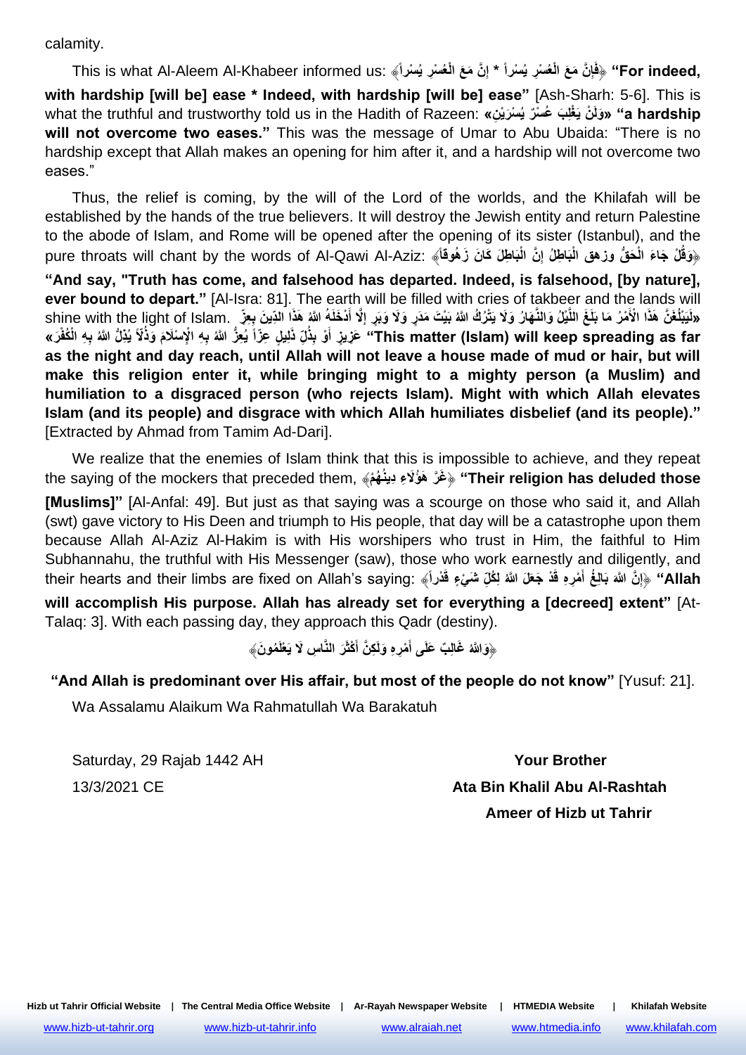calamity.

This is what Al-Aleem Al-Khabeer informed us: ﴿فَإِنَّ مَعَ الْعُسْرِ يُسْراً * إِنَّ مَعَ الْعُسْرِ يُسْراً﴾ **"For indeed, with hardship [will be] ease * Indeed, with hardship [will be] ease"** [Ash-Sharh: 5-6]. This is what the truthful and trustworthy told us in the Hadith of Razeen: «وَلَنْ يَغْلِبَ عُسْرٌ يُسْرَيْنِ» **"a hardship will not overcome two eases."** This was the message of Umar to Abu Ubaida: "There is no hardship except that Allah makes an opening for him after it, and a hardship will not overcome two eases."

Thus, the relief is coming, by the will of the Lord of the worlds, and the Khilafah will be established by the hands of the true believers. It will destroy the Jewish entity and return Palestine to the abode of Islam, and Rome will be opened after the opening of its sister (Istanbul), and the pure throats will chant by the words of Al-Qawi Al-Aziz: ﴿وَقُلْ جَاءَ الْحَقُّ وزهق الْبَاطِلُ إِنَّ الْبَاطِلَ كَانَ زَهُوقاً﴾ **"And say, "Truth has come, and falsehood has departed. Indeed, is falsehood, [by nature], ever bound to depart."** [Al-Isra: 81]. The earth will be filled with cries of takbeer and the lands will shine with the light of Islam. «لَيَبْلُغَنَّ هَذَا الْأَمْرُ مَا بَلَغَ اللَّيْلُ وَالنَّهَارُ وَلَا يَتْرُكُ اللَّهُ بَيْتَ مَدَرٍ وَلَا وَبَرٍ إِلَّا أَدْخَلَهُ اللَّهُ هَذَا الدِّينَ بِعِزِّ عَزِيزٍ أَوْ بِذُلِّ ذَلِيلٍ عِزّاً يُعِزُّ اللَّهُ بِهِ الْإِسْلَامَ وَذُلّاً يُذِلُّ اللَّهُ بِهِ الْكُفْرَ» **"This matter (Islam) will keep spreading as far as the night and day reach, until Allah will not leave a house made of mud or hair, but will make this religion enter it, while bringing might to a mighty person (a Muslim) and humiliation to a disgraced person (who rejects Islam). Might with which Allah elevates Islam (and its people) and disgrace with which Allah humiliates disbelief (and its people)."** [Extracted by Ahmad from Tamim Ad-Dari].

We realize that the enemies of Islam think that this is impossible to achieve, and they repeat the saying of the mockers that preceded them, ﴿غَرَّ هَؤُلَاءِ دِينُهُمْ﴾ **"Their religion has deluded those [Muslims]"** [Al-Anfal: 49]. But just as that saying was a scourge on those who said it, and Allah (swt) gave victory to His Deen and triumph to His people, that day will be a catastrophe upon them because Allah Al-Aziz Al-Hakim is with His worshipers who trust in Him, the faithful to Him Subhannahu, the truthful with His Messenger (saw), those who work earnestly and diligently, and their hearts and their limbs are fixed on Allah's saying: ﴿إِنَّ اللَّهَ بَالِغُ أَمْرِهِ قَدْ جَعَلَ اللَّهُ لِكُلِّ شَيْءٍ قَدْراً﴾ **"Allah will accomplish His purpose. Allah has already set for everything a [decreed] extent"** [At-Talaq: 3]. With each passing day, they approach this Qadr (destiny).

﴿وَاللَّهُ غَالِبٌ عَلَى أَمْرِهِ وَلَكِنَّ أَكْثَرَ النَّاسِ لَا يَعْلَمُونَ﴾

**"And Allah is predominant over His affair, but most of the people do not know"** [Yusuf: 21].

Wa Assalamu Alaikum Wa Rahmatullah Wa Barakatuh

Saturday, 29 Rajab 1442 AH
13/3/2021 CE

**Your Brother**
**Ata Bin Khalil Abu Al-Rashtah**
**Ameer of Hizb ut Tahrir**

**Hizb ut Tahrir Official Website | The Central Media Office Website | Ar-Rayah Newspaper Website | HTMEDIA Website | Khilafah Website**

www.hizb-ut-tahrir.org | www.hizb-ut-tahrir.info | www.alraiah.net | www.htmedia.info | www.khilafah.com